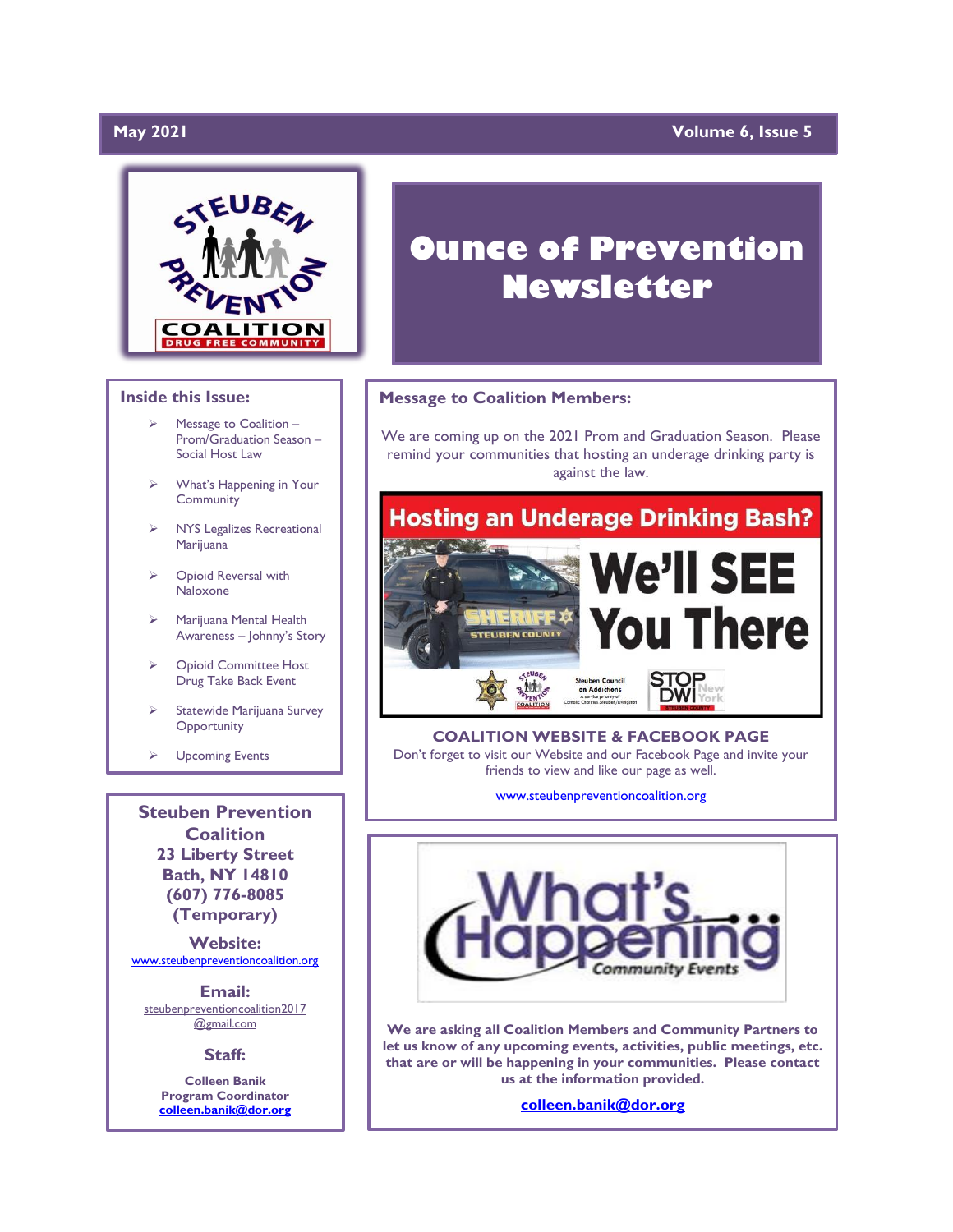May 2021 — Volume 6, Issue 5

# Ounce of Prevention Newsletter

## Inside this Issue:

- Message to Coalition – Prom/Graduation Season – Social Host Law
- What's Happening in Your Community
- NYS Legalizes Recreational Marijuana
- Opioid Reversal with Naloxone
- Marijuana Mental Health Awareness – Johnny's Story
- Opioid Committee Host Drug Take Back Event
- Statewide Marijuana Survey Opportunity
- Upcoming Events

**Steuben Prevention Coalition**
**23 Liberty Street**
**Bath, NY 14810**
**(607) 776-8085**
**(Temporary)**

**Website:**
www.steubenpreventioncoalition.org

**Email:**
steubenpreventioncoalition2017@gmail.com

**Staff:**

**Colleen Banik**
**Program Coordinator**
**colleen.banik@dor.org**

## Message to Coalition Members:

We are coming up on the 2021 Prom and Graduation Season. Please remind your communities that hosting an underage drinking party is against the law.

**Hosting an Underage Drinking Bash?**

**We'll SEE You There**

**COALITION WEBSITE & FACEBOOK PAGE**

Don't forget to visit our Website and our Facebook Page and invite your friends to view and like our page as well.

www.steubenpreventioncoalition.org

## What's Happening — Community Events

**We are asking all Coalition Members and Community Partners to let us know of any upcoming events, activities, public meetings, etc. that are or will be happening in your communities. Please contact us at the information provided.**

**colleen.banik@dor.org**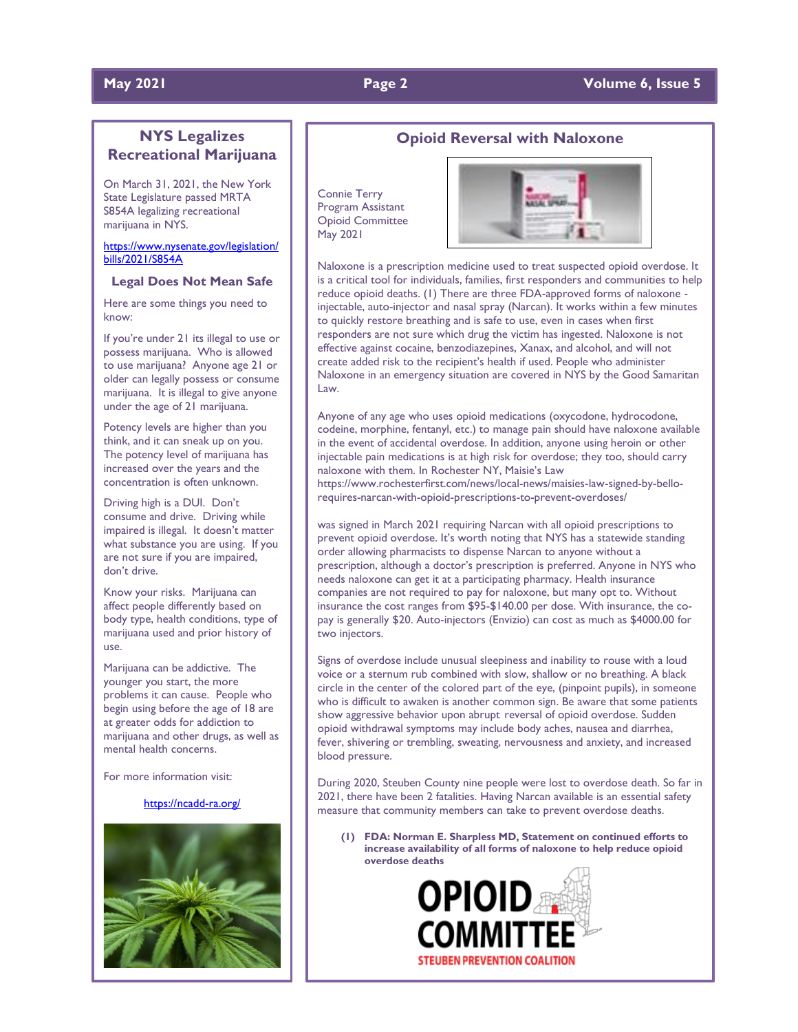## NYS Legalizes Recreational Marijuana

On March 31, 2021, the New York State Legislature passed MRTA S854A legalizing recreational marijuana in NYS.

[https://www.nysenate.gov/legislation/bills/2021/S854A](https://www.nysenate.gov/legislation/bills/2021/S854A)

### Legal Does Not Mean Safe

Here are some things you need to know:

If you're under 21 its illegal to use or possess marijuana. Who is allowed to use marijuana? Anyone age 21 or older can legally possess or consume marijuana. It is illegal to give anyone under the age of 21 marijuana.

Potency levels are higher than you think, and it can sneak up on you. The potency level of marijuana has increased over the years and the concentration is often unknown.

Driving high is a DUI. Don't consume and drive. Driving while impaired is illegal. It doesn't matter what substance you are using. If you are not sure if you are impaired, don't drive.

Know your risks. Marijuana can affect people differently based on body type, health conditions, type of marijuana used and prior history of use.

Marijuana can be addictive. The younger you start, the more problems it can cause. People who begin using before the age of 18 are at greater odds for addiction to marijuana and other drugs, as well as mental health concerns.

For more information visit:

[https://ncadd-ra.org/](https://ncadd-ra.org/)

## Opioid Reversal with Naloxone

Connie Terry
Program Assistant
Opioid Committee
May 2021

Naloxone is a prescription medicine used to treat suspected opioid overdose. It is a critical tool for individuals, families, first responders and communities to help reduce opioid deaths. (1) There are three FDA-approved forms of naloxone - injectable, auto-injector and nasal spray (Narcan). It works within a few minutes to quickly restore breathing and is safe to use, even in cases when first responders are not sure which drug the victim has ingested. Naloxone is not effective against cocaine, benzodiazepines, Xanax, and alcohol, and will not create added risk to the recipient's health if used. People who administer Naloxone in an emergency situation are covered in NYS by the Good Samaritan Law.

Anyone of any age who uses opioid medications (oxycodone, hydrocodone, codeine, morphine, fentanyl, etc.) to manage pain should have naloxone available in the event of accidental overdose. In addition, anyone using heroin or other injectable pain medications is at high risk for overdose; they too, should carry naloxone with them. In Rochester NY, Maisie's Law https://www.rochesterfirst.com/news/local-news/maisies-law-signed-by-bello-requires-narcan-with-opioid-prescriptions-to-prevent-overdoses/

was signed in March 2021 requiring Narcan with all opioid prescriptions to prevent opioid overdose. It's worth noting that NYS has a statewide standing order allowing pharmacists to dispense Narcan to anyone without a prescription, although a doctor's prescription is preferred. Anyone in NYS who needs naloxone can get it at a participating pharmacy. Health insurance companies are not required to pay for naloxone, but many opt to. Without insurance the cost ranges from $95-$140.00 per dose. With insurance, the co-pay is generally $20. Auto-injectors (Envizio) can cost as much as $4000.00 for two injectors.

Signs of overdose include unusual sleepiness and inability to rouse with a loud voice or a sternum rub combined with slow, shallow or no breathing. A black circle in the center of the colored part of the eye, (pinpoint pupils), in someone who is difficult to awaken is another common sign. Be aware that some patients show aggressive behavior upon abrupt reversal of opioid overdose. Sudden opioid withdrawal symptoms may include body aches, nausea and diarrhea, fever, shivering or trembling, sweating, nervousness and anxiety, and increased blood pressure.

During 2020, Steuben County nine people were lost to overdose death. So far in 2021, there have been 2 fatalities. Having Narcan available is an essential safety measure that community members can take to prevent overdose deaths.

(1) **FDA: Norman E. Sharpless MD, Statement on continued efforts to increase availability of all forms of naloxone to help reduce opioid overdose deaths**

OPIOID COMMITTEE
STEUBEN PREVENTION COALITION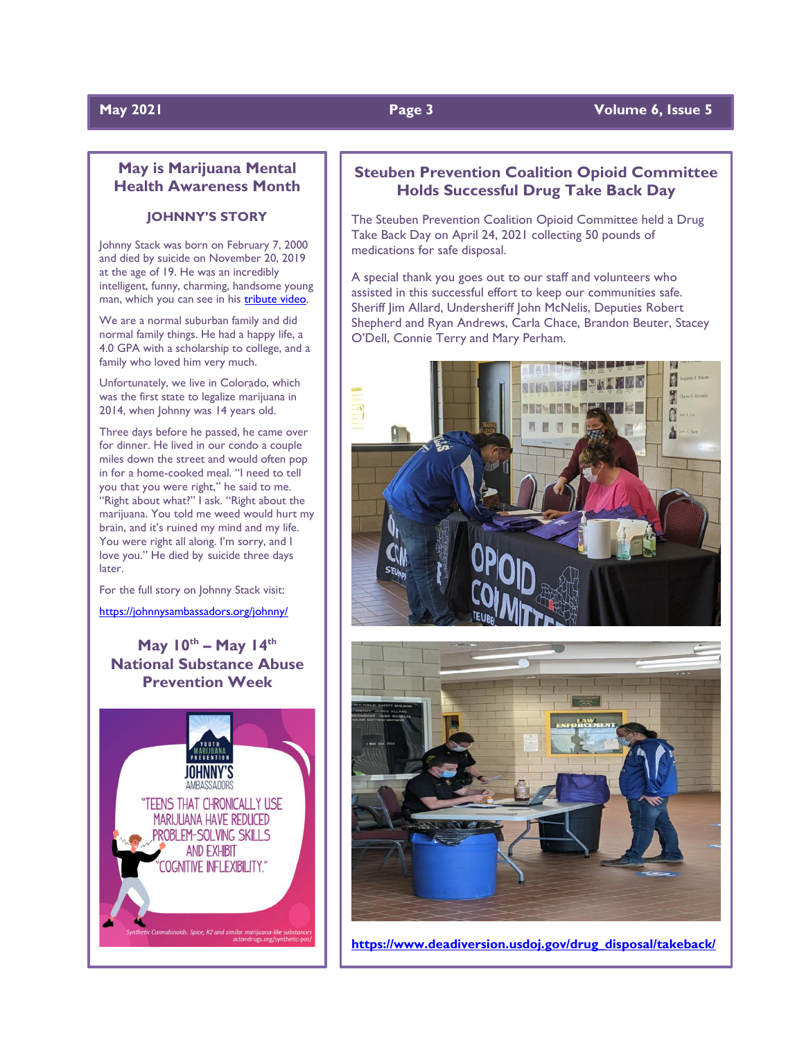## May is Marijuana Mental Health Awareness Month

### JOHNNY'S STORY

Johnny Stack was born on February 7, 2000 and died by suicide on November 20, 2019 at the age of 19. He was an incredibly intelligent, funny, charming, handsome young man, which you can see in his tribute video.

We are a normal suburban family and did normal family things. He had a happy life, a 4.0 GPA with a scholarship to college, and a family who loved him very much.

Unfortunately, we live in Colorado, which was the first state to legalize marijuana in 2014, when Johnny was 14 years old.

Three days before he passed, he came over for dinner. He lived in our condo a couple miles down the street and would often pop in for a home-cooked meal. "I need to tell you that you were right," he said to me. "Right about what?" I ask. "Right about the marijuana. You told me weed would hurt my brain, and it's ruined my mind and my life. You were right all along. I'm sorry, and I love you." He died by suicide three days later.

For the full story on Johnny Stack visit:

https://johnnysambassadors.org/johnny/

## May 10th – May 14th National Substance Abuse Prevention Week

YOUTH MARIJUANA PREVENTION

JOHNNY'S AMBASSADORS

"TEENS THAT CHRONICALLY USE MARIJUANA HAVE REDUCED PROBLEM-SOLVING SKILLS AND EXHIBIT "COGNITIVE INFLEXIBILITY."

Synthetic Cannabinoids: Spice, K2 and similar marijuana-like substances actondrugs.org/synthetic-pot/

## Steuben Prevention Coalition Opioid Committee Holds Successful Drug Take Back Day

The Steuben Prevention Coalition Opioid Committee held a Drug Take Back Day on April 24, 2021 collecting 50 pounds of medications for safe disposal.

A special thank you goes out to our staff and volunteers who assisted in this successful effort to keep our communities safe. Sheriff Jim Allard, Undersheriff John McNelis, Deputies Robert Shepherd and Ryan Andrews, Carla Chace, Brandon Beuter, Stacey O'Dell, Connie Terry and Mary Perham.

**https://www.deadiversion.usdoj.gov/drug_disposal/takeback/**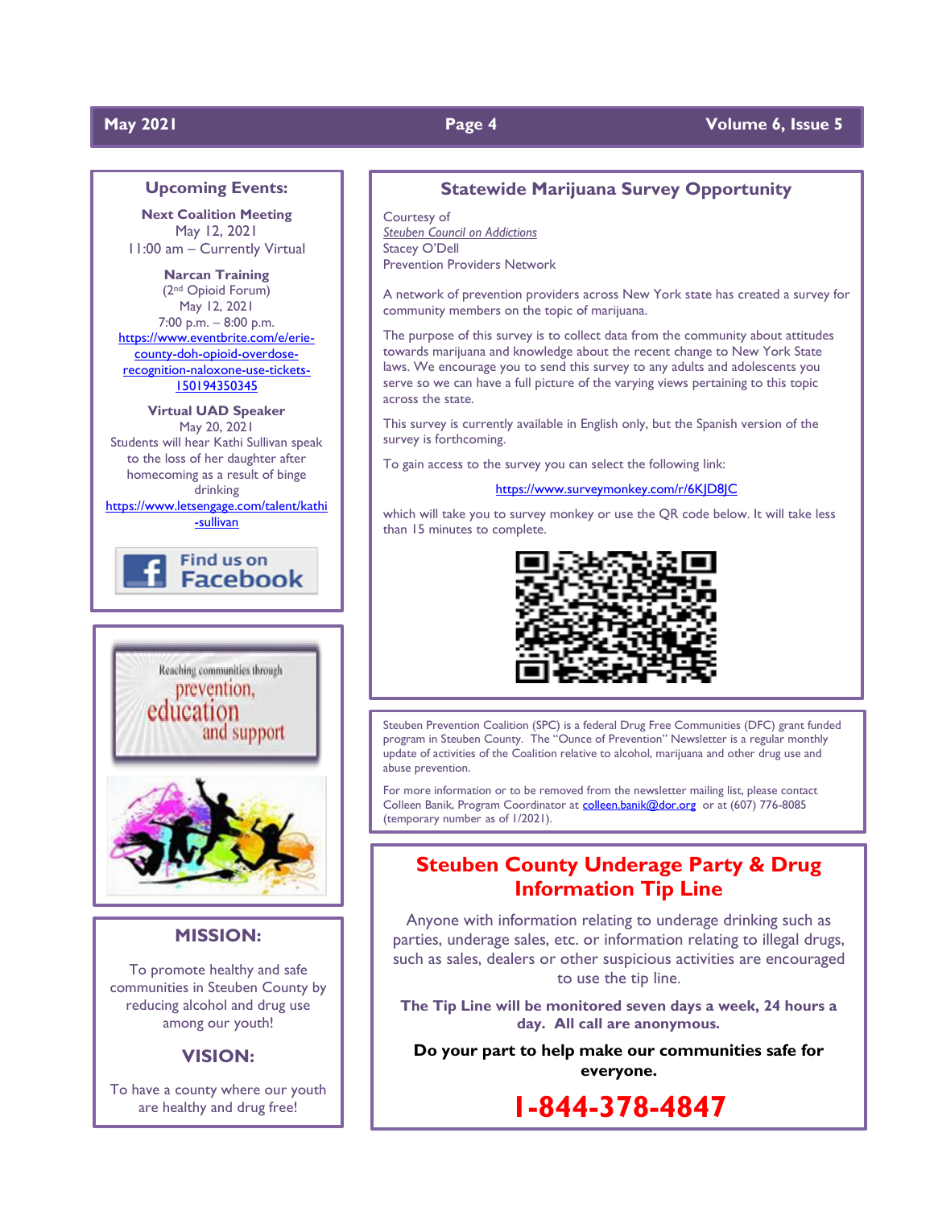## Upcoming Events:

**Next Coalition Meeting**
May 12, 2021
11:00 am – Currently Virtual

**Narcan Training**
(2nd Opioid Forum)
May 12, 2021
7:00 p.m. – 8:00 p.m.
https://www.eventbrite.com/e/erie-county-doh-opioid-overdose-recognition-naloxone-use-tickets-150194350345

**Virtual UAD Speaker**
May 20, 2021
Students will hear Kathi Sullivan speak to the loss of her daughter after homecoming as a result of binge drinking
https://www.letsengage.com/talent/kathi-sullivan

Find us on Facebook

Reaching communities through prevention, education and support

## MISSION:

To promote healthy and safe communities in Steuben County by reducing alcohol and drug use among our youth!

## VISION:

To have a county where our youth are healthy and drug free!

## Statewide Marijuana Survey Opportunity

Courtesy of
*Steuben Council on Addictions*
Stacey O'Dell
Prevention Providers Network

A network of prevention providers across New York state has created a survey for community members on the topic of marijuana.

The purpose of this survey is to collect data from the community about attitudes towards marijuana and knowledge about the recent change to New York State laws. We encourage you to send this survey to any adults and adolescents you serve so we can have a full picture of the varying views pertaining to this topic across the state.

This survey is currently available in English only, but the Spanish version of the survey is forthcoming.

To gain access to the survey you can select the following link:

https://www.surveymonkey.com/r/6KJD8JC

which will take you to survey monkey or use the QR code below. It will take less than 15 minutes to complete.

Steuben Prevention Coalition (SPC) is a federal Drug Free Communities (DFC) grant funded program in Steuben County. The "Ounce of Prevention" Newsletter is a regular monthly update of activities of the Coalition relative to alcohol, marijuana and other drug use and abuse prevention.

For more information or to be removed from the newsletter mailing list, please contact Colleen Banik, Program Coordinator at colleen.banik@dor.org or at (607) 776-8085 (temporary number as of 1/2021).

## Steuben County Underage Party & Drug Information Tip Line

Anyone with information relating to underage drinking such as parties, underage sales, etc. or information relating to illegal drugs, such as sales, dealers or other suspicious activities are encouraged to use the tip line.

**The Tip Line will be monitored seven days a week, 24 hours a day. All call are anonymous.**

**Do your part to help make our communities safe for everyone.**

**1-844-378-4847**